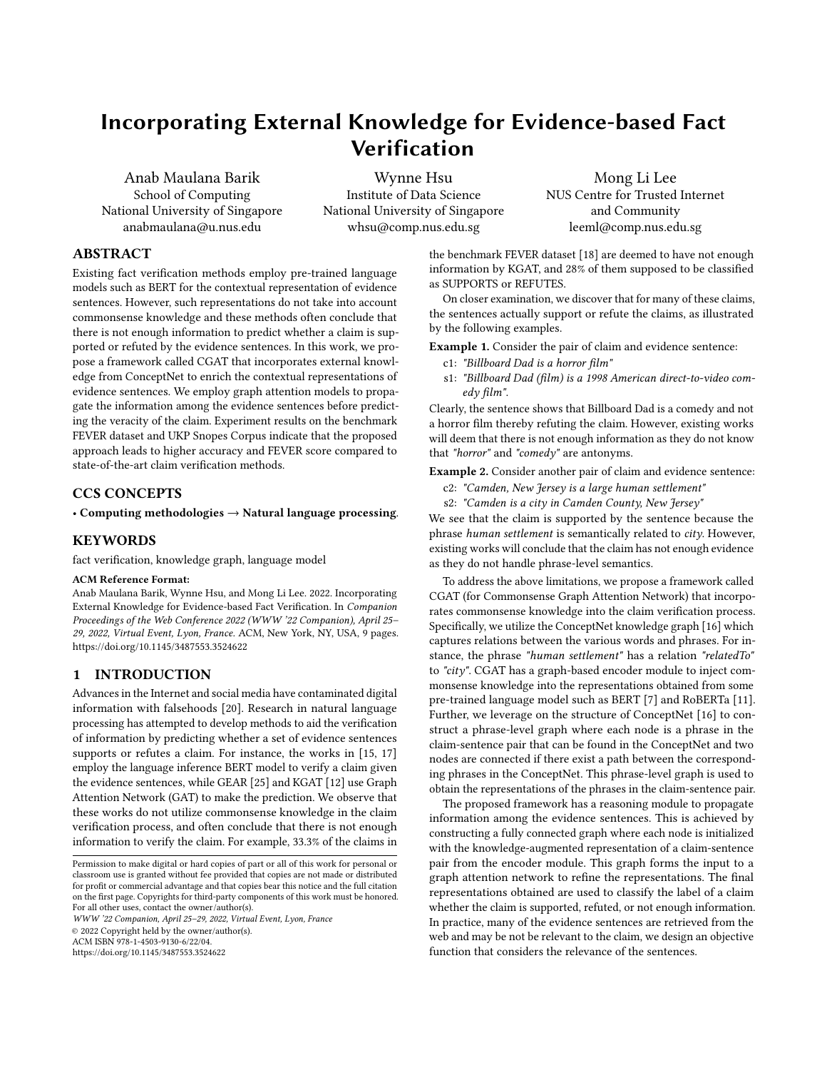# Incorporating External Knowledge for Evidence-based Fact Verification

Anab Maulana Barik
School of Computing
National University of Singapore
anabmaulana@u.nus.edu

Wynne Hsu
Institute of Data Science
National University of Singapore
whsu@comp.nus.edu.sg

Mong Li Lee
NUS Centre for Trusted Internet and Community
leeml@comp.nus.edu.sg

## ABSTRACT

Existing fact verification methods employ pre-trained language models such as BERT for the contextual representation of evidence sentences. However, such representations do not take into account commonsense knowledge and these methods often conclude that there is not enough information to predict whether a claim is supported or refuted by the evidence sentences. In this work, we propose a framework called CGAT that incorporates external knowledge from ConceptNet to enrich the contextual representations of evidence sentences. We employ graph attention models to propagate the information among the evidence sentences before predicting the veracity of the claim. Experiment results on the benchmark FEVER dataset and UKP Snopes Corpus indicate that the proposed approach leads to higher accuracy and FEVER score compared to state-of-the-art claim verification methods.

## CCS CONCEPTS

• **Computing methodologies → Natural language processing**.

## KEYWORDS

fact verification, knowledge graph, language model

**ACM Reference Format:**
Anab Maulana Barik, Wynne Hsu, and Mong Li Lee. 2022. Incorporating External Knowledge for Evidence-based Fact Verification. In *Companion Proceedings of the Web Conference 2022 (WWW '22 Companion), April 25–29, 2022, Virtual Event, Lyon, France.* ACM, New York, NY, USA, 9 pages. https://doi.org/10.1145/3487553.3524622

## 1 INTRODUCTION

Advances in the Internet and social media have contaminated digital information with falsehoods [20]. Research in natural language processing has attempted to develop methods to aid the verification of information by predicting whether a set of evidence sentences supports or refutes a claim. For instance, the works in [15, 17] employ the language inference BERT model to verify a claim given the evidence sentences, while GEAR [25] and KGAT [12] use Graph Attention Network (GAT) to make the prediction. We observe that these works do not utilize commonsense knowledge in the claim verification process, and often conclude that there is not enough information to verify the claim. For example, 33.3% of the claims in the benchmark FEVER dataset [18] are deemed to have not enough information by KGAT, and 28% of them supposed to be classified as SUPPORTS or REFUTES.

On closer examination, we discover that for many of these claims, the sentences actually support or refute the claims, as illustrated by the following examples.

**Example 1.** Consider the pair of claim and evidence sentence:

c1: *"Billboard Dad is a horror film"*
s1: *"Billboard Dad (film) is a 1998 American direct-to-video comedy film".*

Clearly, the sentence shows that Billboard Dad is a comedy and not a horror film thereby refuting the claim. However, existing works will deem that there is not enough information as they do not know that *"horror"* and *"comedy"* are antonyms.

**Example 2.** Consider another pair of claim and evidence sentence:

c2: *"Camden, New Jersey is a large human settlement"*
s2: *"Camden is a city in Camden County, New Jersey"*

We see that the claim is supported by the sentence because the phrase *human settlement* is semantically related to *city*. However, existing works will conclude that the claim has not enough evidence as they do not handle phrase-level semantics.

To address the above limitations, we propose a framework called CGAT (for Commonsense Graph Attention Network) that incorporates commonsense knowledge into the claim verification process. Specifically, we utilize the ConceptNet knowledge graph [16] which captures relations between the various words and phrases. For instance, the phrase *"human settlement"* has a relation *"relatedTo"* to *"city"*. CGAT has a graph-based encoder module to inject commonsense knowledge into the representations obtained from some pre-trained language model such as BERT [7] and RoBERTa [11]. Further, we leverage on the structure of ConceptNet [16] to construct a phrase-level graph where each node is a phrase in the claim-sentence pair that can be found in the ConceptNet and two nodes are connected if there exist a path between the corresponding phrases in the ConceptNet. This phrase-level graph is used to obtain the representations of the phrases in the claim-sentence pair.

The proposed framework has a reasoning module to propagate information among the evidence sentences. This is achieved by constructing a fully connected graph where each node is initialized with the knowledge-augmented representation of a claim-sentence pair from the encoder module. This graph forms the input to a graph attention network to refine the representations. The final representations obtained are used to classify the label of a claim whether the claim is supported, refuted, or not enough information. In practice, many of the evidence sentences are retrieved from the web and may be not be relevant to the claim, we design an objective function that considers the relevance of the sentences.

Permission to make digital or hard copies of part or all of this work for personal or classroom use is granted without fee provided that copies are not made or distributed for profit or commercial advantage and that copies bear this notice and the full citation on the first page. Copyrights for third-party components of this work must be honored. For all other uses, contact the owner/author(s).
*WWW '22 Companion, April 25–29, 2022, Virtual Event, Lyon, France*
© 2022 Copyright held by the owner/author(s).
ACM ISBN 978-1-4503-9130-6/22/04.
https://doi.org/10.1145/3487553.3524622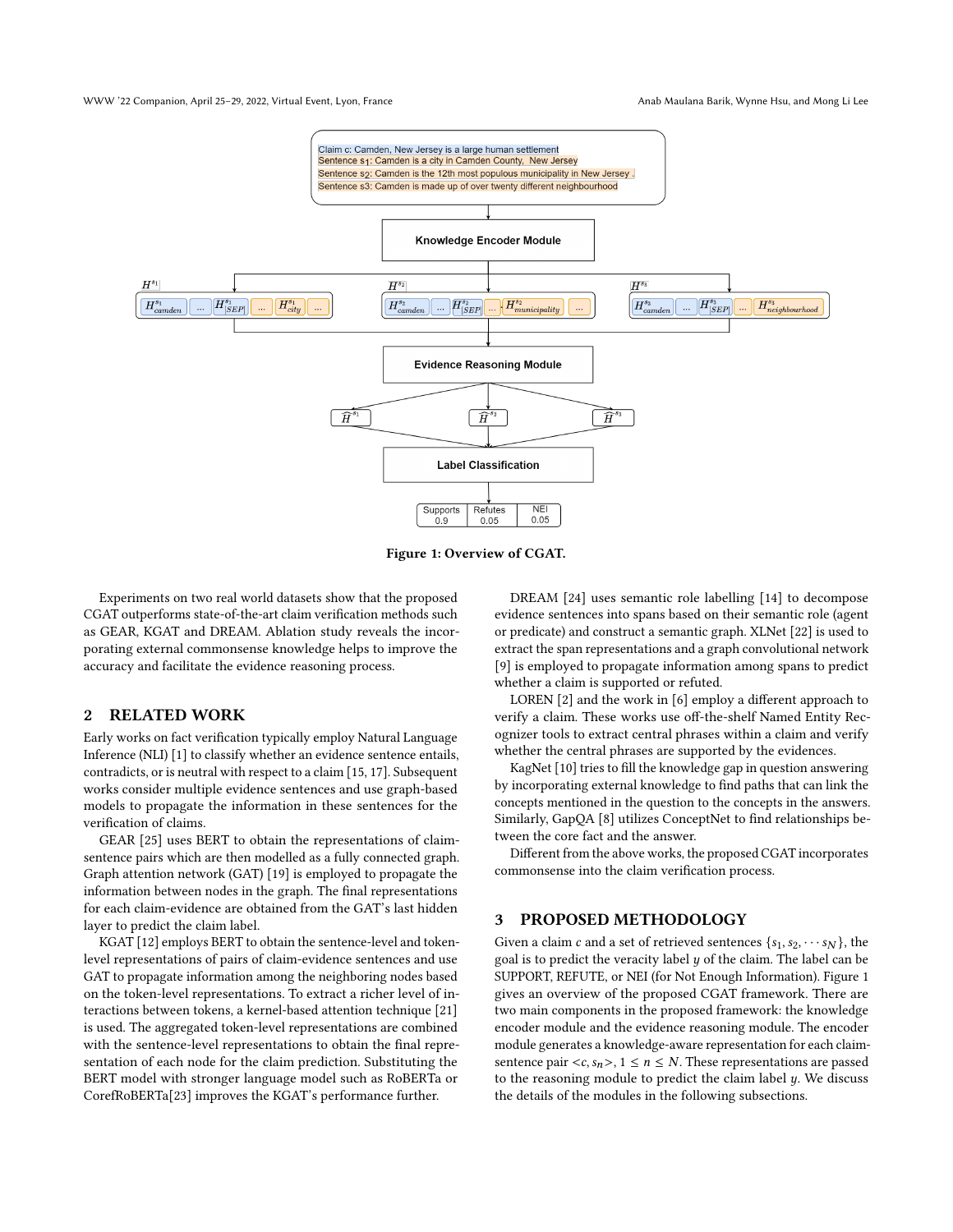Claim c: Camden, New Jersey is a large human settlement

Sentence $s_1$: Camden is a city in Camden County, New Jersey

Sentence $s_2$: Camden is the 12th most populous municipality in New Jersey .

Sentence s3: Camden is made up of over twenty different neighbourhood

Knowledge Encoder Module

$H^{s_1}$ $H^{s_1}_{camden}$ ... $H^{s_1}_{[SEP]}$ ... $H^{s_1}_{city}$ ...

$H^{s_2}$ $H^{s_2}_{camden}$ ... $H^{s_2}_{[SEP]}$ ... $H^{s_2}_{municipality}$ ...

$H^{s_3}$ $H^{s_3}_{camden}$ ... $H^{s_3}_{[SEP]}$ ... $H^{s_3}_{neighbourhood}$

Evidence Reasoning Module

$\widehat{H}^{s_1}$ $\widehat{H}^{s_2}$ $\widehat{H}^{s_3}$

Label Classification

Supports 0.9 | Refutes 0.05 | NEI 0.05

**Figure 1: Overview of CGAT.**

Experiments on two real world datasets show that the proposed CGAT outperforms state-of-the-art claim verification methods such as GEAR, KGAT and DREAM. Ablation study reveals the incorporating external commonsense knowledge helps to improve the accuracy and facilitate the evidence reasoning process.

## 2 RELATED WORK

Early works on fact verification typically employ Natural Language Inference (NLI) [1] to classify whether an evidence sentence entails, contradicts, or is neutral with respect to a claim [15, 17]. Subsequent works consider multiple evidence sentences and use graph-based models to propagate the information in these sentences for the verification of claims.

GEAR [25] uses BERT to obtain the representations of claim-sentence pairs which are then modelled as a fully connected graph. Graph attention network (GAT) [19] is employed to propagate the information between nodes in the graph. The final representations for each claim-evidence are obtained from the GAT's last hidden layer to predict the claim label.

KGAT [12] employs BERT to obtain the sentence-level and token-level representations of pairs of claim-evidence sentences and use GAT to propagate information among the neighboring nodes based on the token-level representations. To extract a richer level of interactions between tokens, a kernel-based attention technique [21] is used. The aggregated token-level representations are combined with the sentence-level representations to obtain the final representation of each node for the claim prediction. Substituting the BERT model with stronger language model such as RoBERTa or CorefRoBERTa[23] improves the KGAT's performance further.

DREAM [24] uses semantic role labelling [14] to decompose evidence sentences into spans based on their semantic role (agent or predicate) and construct a semantic graph. XLNet [22] is used to extract the span representations and a graph convolutional network [9] is employed to propagate information among spans to predict whether a claim is supported or refuted.

LOREN [2] and the work in [6] employ a different approach to verify a claim. These works use off-the-shelf Named Entity Recognizer tools to extract central phrases within a claim and verify whether the central phrases are supported by the evidences.

KagNet [10] tries to fill the knowledge gap in question answering by incorporating external knowledge to find paths that can link the concepts mentioned in the question to the concepts in the answers. Similarly, GapQA [8] utilizes ConceptNet to find relationships between the core fact and the answer.

Different from the above works, the proposed CGAT incorporates commonsense into the claim verification process.

## 3 PROPOSED METHODOLOGY

Given a claim $c$ and a set of retrieved sentences $\{s_1, s_2, \cdots s_N\}$, the goal is to predict the veracity label $y$ of the claim. The label can be SUPPORT, REFUTE, or NEI (for Not Enough Information). Figure 1 gives an overview of the proposed CGAT framework. There are two main components in the proposed framework: the knowledge encoder module and the evidence reasoning module. The encoder module generates a knowledge-aware representation for each claim-sentence pair $<c, s_n>$, $1 \leq n \leq N$. These representations are passed to the reasoning module to predict the claim label $y$. We discuss the details of the modules in the following subsections.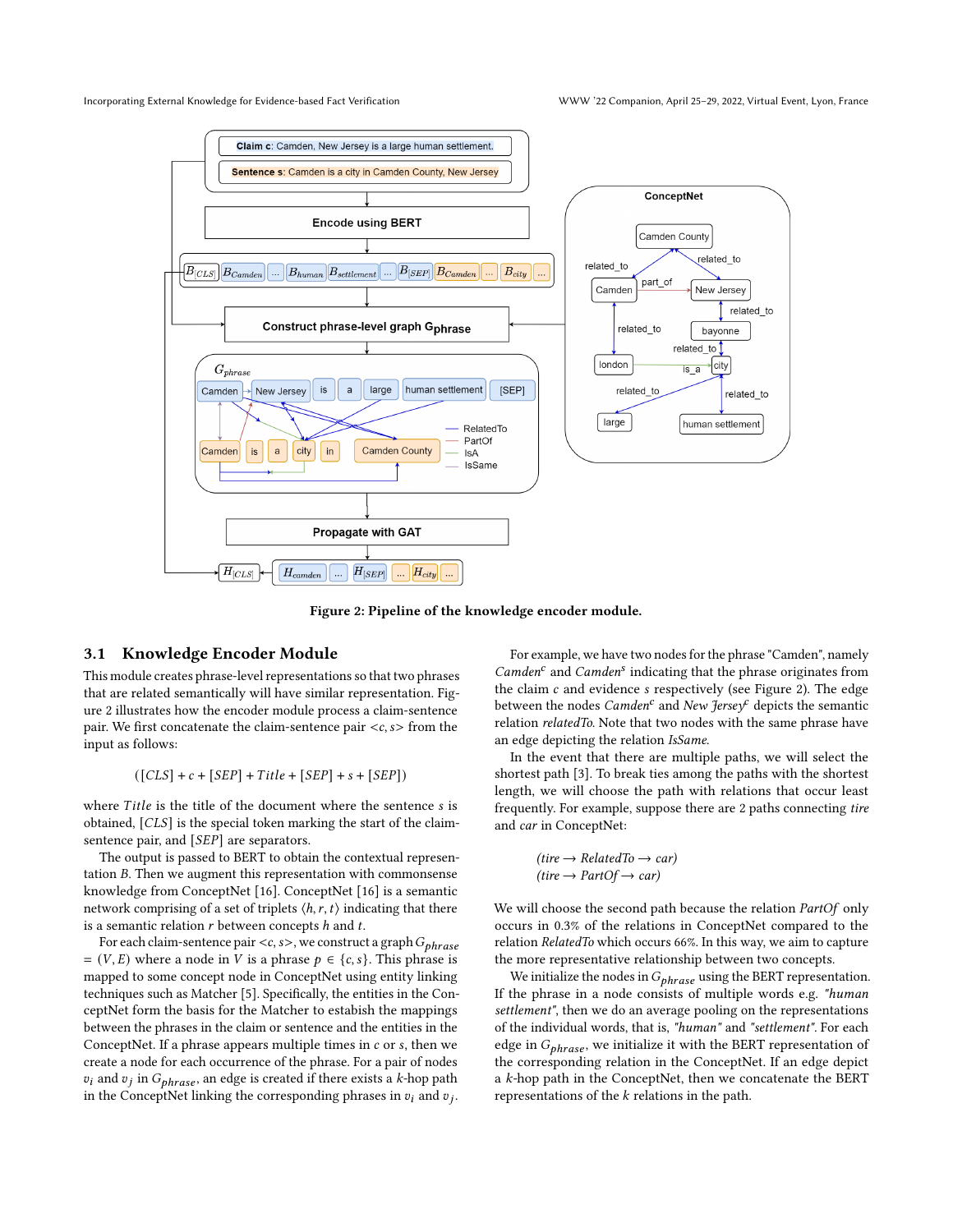Figure 2: Pipeline of the knowledge encoder module.

### 3.1 Knowledge Encoder Module

This module creates phrase-level representations so that two phrases that are related semantically will have similar representation. Figure 2 illustrates how the encoder module process a claim-sentence pair. We first concatenate the claim-sentence pair $<c, s>$ from the input as follows:

$$([CLS] + c + [SEP] + Title + [SEP] + s + [SEP])$$

where $Title$ is the title of the document where the sentence $s$ is obtained, $[CLS]$ is the special token marking the start of the claim-sentence pair, and $[SEP]$ are separators.

The output is passed to BERT to obtain the contextual representation $B$. Then we augment this representation with commonsense knowledge from ConceptNet [16]. ConceptNet [16] is a semantic network comprising of a set of triplets $\langle h, r, t \rangle$ indicating that there is a semantic relation $r$ between concepts $h$ and $t$.

For each claim-sentence pair $<c, s>$, we construct a graph $G_{phrase}$ = $(V, E)$ where a node in $V$ is a phrase $p \in \{c, s\}$. This phrase is mapped to some concept node in ConceptNet using entity linking techniques such as Matcher [5]. Specifically, the entities in the ConceptNet form the basis for the Matcher to estabish the mappings between the phrases in the claim or sentence and the entities in the ConceptNet. If a phrase appears multiple times in $c$ or $s$, then we create a node for each occurrence of the phrase. For a pair of nodes $v_i$ and $v_j$ in $G_{phrase}$, an edge is created if there exists a $k$-hop path in the ConceptNet linking the corresponding phrases in $v_i$ and $v_j$.

For example, we have two nodes for the phrase "Camden", namely $Camden^c$ and $Camden^s$ indicating that the phrase originates from the claim $c$ and evidence $s$ respectively (see Figure 2). The edge between the nodes $Camden^c$ and $New\ Jersey^c$ depicts the semantic relation *relatedTo*. Note that two nodes with the same phrase have an edge depicting the relation *IsSame*.

In the event that there are multiple paths, we will select the shortest path [3]. To break ties among the paths with the shortest length, we will choose the path with relations that occur least frequently. For example, suppose there are 2 paths connecting *tire* and *car* in ConceptNet:

*(tire → RelatedTo → car)*
*(tire → PartOf → car)*

We will choose the second path because the relation *PartOf* only occurs in 0.3% of the relations in ConceptNet compared to the relation *RelatedTo* which occurs 66%. In this way, we aim to capture the more representative relationship between two concepts.

We initialize the nodes in $G_{phrase}$ using the BERT representation. If the phrase in a node consists of multiple words e.g. *"human settlement"*, then we do an average pooling on the representations of the individual words, that is, *"human"* and *"settlement"*. For each edge in $G_{phrase}$, we initialize it with the BERT representation of the corresponding relation in the ConceptNet. If an edge depict a $k$-hop path in the ConceptNet, then we concatenate the BERT representations of the $k$ relations in the path.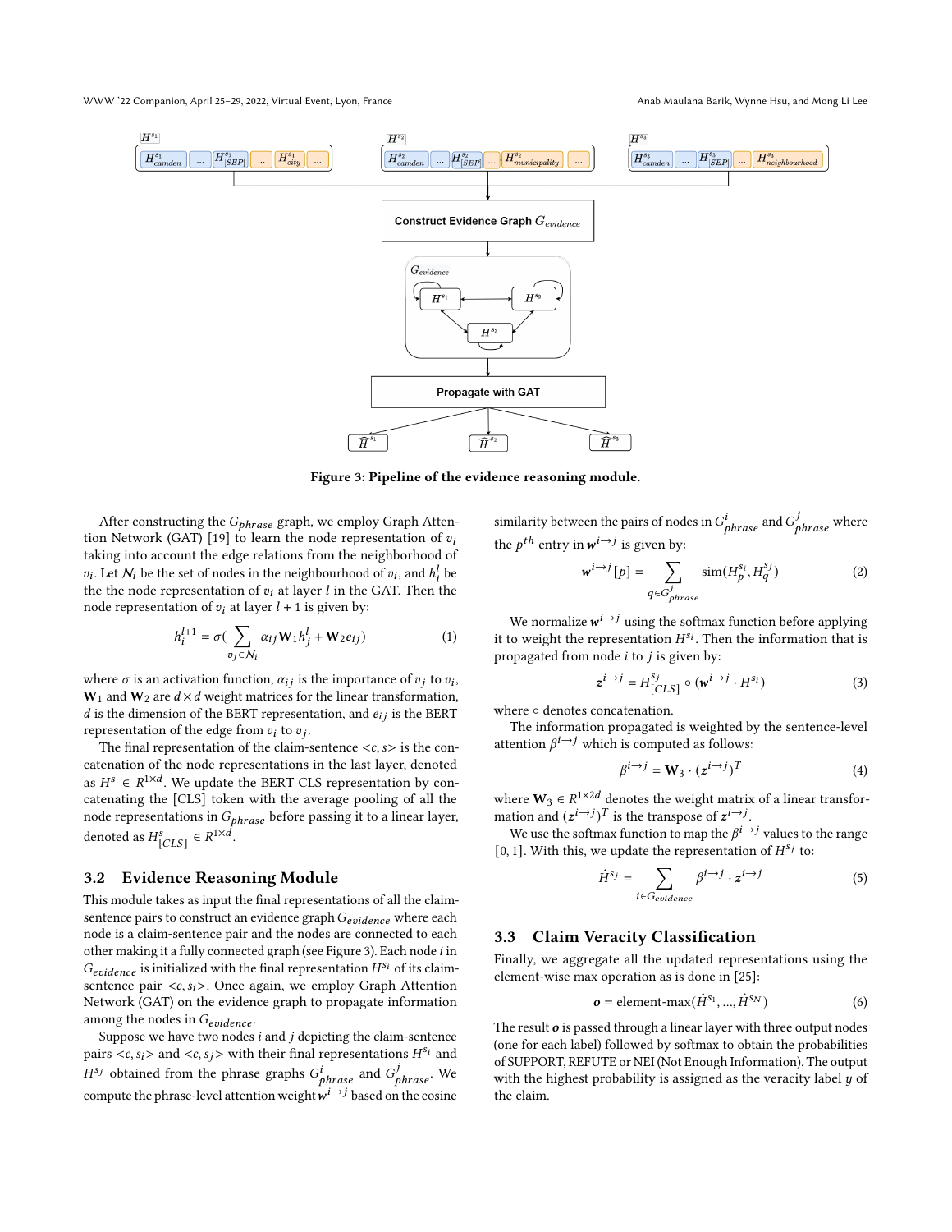$H^{s_1}$

$H^{s_1}_{camden}$ ... $H^{s_1}_{[SEP]}$ ... $H^{s_1}_{city}$ ...

$H^{s_2}$

$H^{s_2}_{camden}$ ... $H^{s_2}_{[SEP]}$ ... $H^{s_2}_{municipality}$ ...

$H^{s_3}$

$H^{s_3}_{camden}$ ... $H^{s_3}_{[SEP]}$ ... $H^{s_3}_{neighbourhood}$

Construct Evidence Graph $G_{evidence}$

$G_{evidence}$

$H^{s_1}$ $H^{s_2}$ $H^{s_3}$

Propagate with GAT

$\hat{H}^{s_1}$ $\hat{H}^{s_2}$ $\hat{H}^{s_3}$

**Figure 3: Pipeline of the evidence reasoning module.**

After constructing the $G_{phrase}$ graph, we employ Graph Attention Network (GAT) [19] to learn the node representation of $v_i$ taking into account the edge relations from the neighborhood of $v_i$. Let $\mathcal{N}_i$ be the set of nodes in the neighbourhood of $v_i$, and $h_i^l$ be the the node representation of $v_i$ at layer $l$ in the GAT. Then the node representation of $v_i$ at layer $l+1$ is given by:

$$h_i^{l+1} = \sigma\left(\sum_{v_j \in \mathcal{N}_i} \alpha_{ij} \mathbf{W}_1 h_j^l + \mathbf{W}_2 e_{ij}\right) \tag{1}$$

where $\sigma$ is an activation function, $\alpha_{ij}$ is the importance of $v_j$ to $v_i$, $\mathbf{W}_1$ and $\mathbf{W}_2$ are $d \times d$ weight matrices for the linear transformation, $d$ is the dimension of the BERT representation, and $e_{ij}$ is the BERT representation of the edge from $v_i$ to $v_j$.

The final representation of the claim-sentence $<c, s>$ is the concatenation of the node representations in the last layer, denoted as $H^s \in R^{1 \times d}$. We update the BERT CLS representation by concatenating the [CLS] token with the average pooling of all the node representations in $G_{phrase}$ before passing it to a linear layer, denoted as $H^s_{[CLS]} \in R^{1 \times d}$.

## 3.2 Evidence Reasoning Module

This module takes as input the final representations of all the claim-sentence pairs to construct an evidence graph $G_{evidence}$ where each node is a claim-sentence pair and the nodes are connected to each other making it a fully connected graph (see Figure 3). Each node $i$ in $G_{evidence}$ is initialized with the final representation $H^{s_i}$ of its claim-sentence pair $<c, s_i>$. Once again, we employ Graph Attention Network (GAT) on the evidence graph to propagate information among the nodes in $G_{evidence}$.

Suppose we have two nodes $i$ and $j$ depicting the claim-sentence pairs $<c, s_i>$ and $<c, s_j>$ with their final representations $H^{s_i}$ and $H^{s_j}$ obtained from the phrase graphs $G^i_{phrase}$ and $G^j_{phrase}$. We compute the phrase-level attention weight $\boldsymbol{w}^{i \to j}$ based on the cosine similarity between the pairs of nodes in $G^i_{phrase}$ and $G^j_{phrase}$ where the $p^{th}$ entry in $\boldsymbol{w}^{i \to j}$ is given by:

$$\boldsymbol{w}^{i \to j}[p] = \sum_{q \in G^j_{phrase}} \text{sim}(H^{s_i}_p, H^{s_j}_q) \tag{2}$$

We normalize $\boldsymbol{w}^{i \to j}$ using the softmax function before applying it to weight the representation $H^{s_i}$. Then the information that is propagated from node $i$ to $j$ is given by:

$$\boldsymbol{z}^{i \to j} = H^{s_j}_{[CLS]} \circ (\boldsymbol{w}^{i \to j} \cdot H^{s_i}) \tag{3}$$

where $\circ$ denotes concatenation.

The information propagated is weighted by the sentence-level attention $\beta^{i \to j}$ which is computed as follows:

$$\beta^{i \to j} = \mathbf{W}_3 \cdot (\boldsymbol{z}^{i \to j})^T \tag{4}$$

where $\mathbf{W}_3 \in R^{1 \times 2d}$ denotes the weight matrix of a linear transformation and $(\boldsymbol{z}^{i \to j})^T$ is the transpose of $\boldsymbol{z}^{i \to j}$.

We use the softmax function to map the $\beta^{i \to j}$ values to the range $[0, 1]$. With this, we update the representation of $H^{s_j}$ to:

$$\hat{H}^{s_j} = \sum_{i \in G_{evidence}} \beta^{i \to j} \cdot \boldsymbol{z}^{i \to j} \tag{5}$$

## 3.3 Claim Veracity Classification

Finally, we aggregate all the updated representations using the element-wise max operation as is done in [25]:

$$\boldsymbol{o} = \text{element-max}(\hat{H}^{s_1}, ..., \hat{H}^{s_N}) \tag{6}$$

The result $\boldsymbol{o}$ is passed through a linear layer with three output nodes (one for each label) followed by softmax to obtain the probabilities of SUPPORT, REFUTE or NEI (Not Enough Information). The output with the highest probability is assigned as the veracity label $y$ of the claim.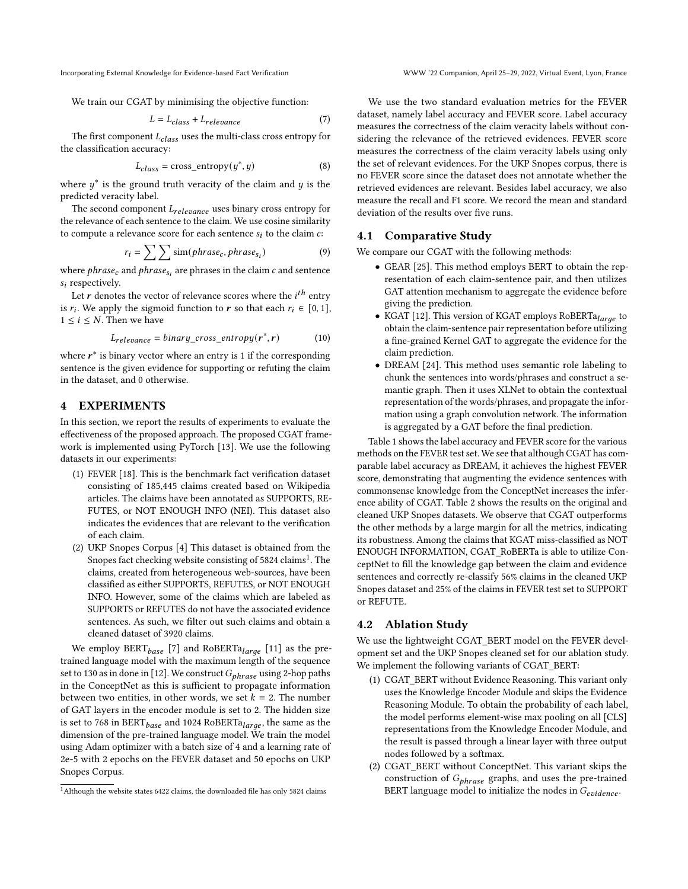We train our CGAT by minimising the objective function:

$$L = L_{class} + L_{relevance} \tag{7}$$

The first component $L_{class}$ uses the multi-class cross entropy for the classification accuracy:

$$L_{class} = \text{cross\_entropy}(y^{*}, y) \tag{8}$$

where $y^{*}$ is the ground truth veracity of the claim and $y$ is the predicted veracity label.

The second component $L_{relevance}$ uses binary cross entropy for the relevance of each sentence to the claim. We use cosine similarity to compute a relevance score for each sentence $s_i$ to the claim $c$:

$$r_i = \sum \sum \text{sim}(phrase_c, phrase_{s_i}) \tag{9}$$

where $phrase_c$ and $phrase_{s_i}$ are phrases in the claim $c$ and sentence $s_i$ respectively.

Let $\boldsymbol{r}$ denotes the vector of relevance scores where the $i^{th}$ entry is $r_i$. We apply the sigmoid function to $\boldsymbol{r}$ so that each $r_i \in [0, 1]$, $1 \leq i \leq N$. Then we have

$$L_{relevance} = binary\_cross\_entropy(\boldsymbol{r}^{*}, \boldsymbol{r}) \tag{10}$$

where $\boldsymbol{r}^{*}$ is binary vector where an entry is 1 if the corresponding sentence is the given evidence for supporting or refuting the claim in the dataset, and 0 otherwise.

# 4 EXPERIMENTS

In this section, we report the results of experiments to evaluate the effectiveness of the proposed approach. The proposed CGAT framework is implemented using PyTorch [13]. We use the following datasets in our experiments:

1. FEVER [18]. This is the benchmark fact verification dataset consisting of 185,445 claims created based on Wikipedia articles. The claims have been annotated as SUPPORTS, REFUTES, or NOT ENOUGH INFO (NEI). This dataset also indicates the evidences that are relevant to the verification of each claim.
2. UKP Snopes Corpus [4] This dataset is obtained from the Snopes fact checking website consisting of 5824 claims[1]. The claims, created from heterogeneous web-sources, have been classified as either SUPPORTS, REFUTES, or NOT ENOUGH INFO. However, some of the claims which are labeled as SUPPORTS or REFUTES do not have the associated evidence sentences. As such, we filter out such claims and obtain a cleaned dataset of 3920 claims.

We employ BERT$_{base}$ [7] and RoBERTa$_{large}$ [11] as the pre-trained language model with the maximum length of the sequence set to 130 as in done in [12]. We construct $G_{phrase}$ using 2-hop paths in the ConceptNet as this is sufficient to propagate information between two entities, in other words, we set $k = 2$. The number of GAT layers in the encoder module is set to 2. The hidden size is set to 768 in BERT$_{base}$ and 1024 RoBERTa$_{large}$, the same as the dimension of the pre-trained language model. We train the model using Adam optimizer with a batch size of 4 and a learning rate of 2e-5 with 2 epochs on the FEVER dataset and 50 epochs on UKP Snopes Corpus.

[1]Although the website states 6422 claims, the downloaded file has only 5824 claims

We use the two standard evaluation metrics for the FEVER dataset, namely label accuracy and FEVER score. Label accuracy measures the correctness of the claim veracity labels without considering the relevance of the retrieved evidences. FEVER score measures the correctness of the claim veracity labels using only the set of relevant evidences. For the UKP Snopes corpus, there is no FEVER score since the dataset does not annotate whether the retrieved evidences are relevant. Besides label accuracy, we also measure the recall and F1 score. We record the mean and standard deviation of the results over five runs.

## 4.1 Comparative Study

We compare our CGAT with the following methods:

- GEAR [25]. This method employs BERT to obtain the representation of each claim-sentence pair, and then utilizes GAT attention mechanism to aggregate the evidence before giving the prediction.
- KGAT [12]. This version of KGAT employs RoBERTa$_{large}$ to obtain the claim-sentence pair representation before utilizing a fine-grained Kernel GAT to aggregate the evidence for the claim prediction.
- DREAM [24]. This method uses semantic role labeling to chunk the sentences into words/phrases and construct a semantic graph. Then it uses XLNet to obtain the contextual representation of the words/phrases, and propagate the information using a graph convolution network. The information is aggregated by a GAT before the final prediction.

Table 1 shows the label accuracy and FEVER score for the various methods on the FEVER test set. We see that although CGAT has comparable label accuracy as DREAM, it achieves the highest FEVER score, demonstrating that augmenting the evidence sentences with commonsense knowledge from the ConceptNet increases the inference ability of CGAT. Table 2 shows the results on the original and cleaned UKP Snopes datasets. We observe that CGAT outperforms the other methods by a large margin for all the metrics, indicating its robustness. Among the claims that KGAT miss-classified as NOT ENOUGH INFORMATION, CGAT_RoBERTa is able to utilize ConceptNet to fill the knowledge gap between the claim and evidence sentences and correctly re-classify 56% claims in the cleaned UKP Snopes dataset and 25% of the claims in FEVER test set to SUPPORT or REFUTE.

## 4.2 Ablation Study

We use the lightweight CGAT_BERT model on the FEVER development set and the UKP Snopes cleaned set for our ablation study. We implement the following variants of CGAT_BERT:

1. CGAT_BERT without Evidence Reasoning. This variant only uses the Knowledge Encoder Module and skips the Evidence Reasoning Module. To obtain the probability of each label, the model performs element-wise max pooling on all [CLS] representations from the Knowledge Encoder Module, and the result is passed through a linear layer with three output nodes followed by a softmax.
2. CGAT_BERT without ConceptNet. This variant skips the construction of $G_{phrase}$ graphs, and uses the pre-trained BERT language model to initialize the nodes in $G_{evidence}$.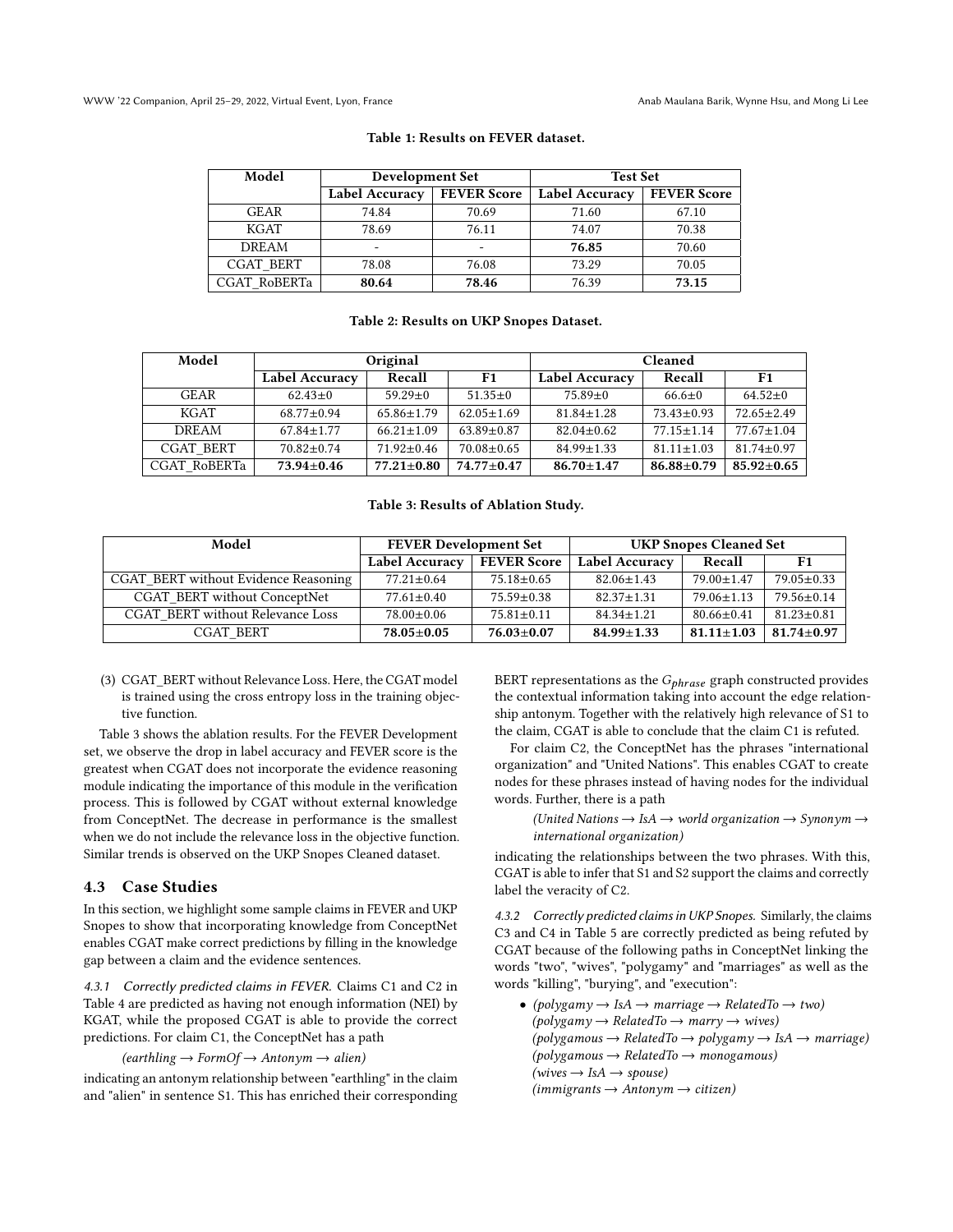**Table 1: Results on FEVER dataset.**

| Model | Development Set | | Test Set | |
|---|---|---|---|---|
| | Label Accuracy | FEVER Score | Label Accuracy | FEVER Score |
| GEAR | 74.84 | 70.69 | 71.60 | 67.10 |
| KGAT | 78.69 | 76.11 | 74.07 | 70.38 |
| DREAM | - | - | **76.85** | 70.60 |
| CGAT_BERT | 78.08 | 76.08 | 73.29 | 70.05 |
| CGAT_RoBERTa | **80.64** | **78.46** | 76.39 | **73.15** |

**Table 2: Results on UKP Snopes Dataset.**

| Model | Original | | | Cleaned | | |
|---|---|---|---|---|---|---|
| | Label Accuracy | Recall | F1 | Label Accuracy | Recall | F1 |
| GEAR | 62.43±0 | 59.29±0 | 51.35±0 | 75.89±0 | 66.6±0 | 64.52±0 |
| KGAT | 68.77±0.94 | 65.86±1.79 | 62.05±1.69 | 81.84±1.28 | 73.43±0.93 | 72.65±2.49 |
| DREAM | 67.84±1.77 | 66.21±1.09 | 63.89±0.87 | 82.04±0.62 | 77.15±1.14 | 77.67±1.04 |
| CGAT_BERT | 70.82±0.74 | 71.92±0.46 | 70.08±0.65 | 84.99±1.33 | 81.11±1.03 | 81.74±0.97 |
| CGAT_RoBERTa | **73.94±0.46** | **77.21±0.80** | **74.77±0.47** | **86.70±1.47** | **86.88±0.79** | **85.92±0.65** |

**Table 3: Results of Ablation Study.**

| Model | FEVER Development Set | | UKP Snopes Cleaned Set | | |
|---|---|---|---|---|---|
| | Label Accuracy | FEVER Score | Label Accuracy | Recall | F1 |
| CGAT_BERT without Evidence Reasoning | 77.21±0.64 | 75.18±0.65 | 82.06±1.43 | 79.00±1.47 | 79.05±0.33 |
| CGAT_BERT without ConceptNet | 77.61±0.40 | 75.59±0.38 | 82.37±1.31 | 79.06±1.13 | 79.56±0.14 |
| CGAT_BERT without Relevance Loss | 78.00±0.06 | 75.81±0.11 | 84.34±1.21 | 80.66±0.41 | 81.23±0.81 |
| CGAT_BERT | **78.05±0.05** | **76.03±0.07** | **84.99±1.33** | **81.11±1.03** | **81.74±0.97** |

(3) CGAT_BERT without Relevance Loss. Here, the CGAT model is trained using the cross entropy loss in the training objective function.

Table 3 shows the ablation results. For the FEVER Development set, we observe the drop in label accuracy and FEVER score is the greatest when CGAT does not incorporate the evidence reasoning module indicating the importance of this module in the verification process. This is followed by CGAT without external knowledge from ConceptNet. The decrease in performance is the smallest when we do not include the relevance loss in the objective function. Similar trends is observed on the UKP Snopes Cleaned dataset.

### 4.3 Case Studies

In this section, we highlight some sample claims in FEVER and UKP Snopes to show that incorporating knowledge from ConceptNet enables CGAT make correct predictions by filling in the knowledge gap between a claim and the evidence sentences.

*4.3.1 Correctly predicted claims in FEVER.* Claims C1 and C2 in Table 4 are predicted as having not enough information (NEI) by KGAT, while the proposed CGAT is able to provide the correct predictions. For claim C1, the ConceptNet has a path

*(earthling → FormOf → Antonym → alien)*

indicating an antonym relationship between "earthling" in the claim and "alien" in sentence S1. This has enriched their corresponding BERT representations as the $G_{phrase}$ graph constructed provides the contextual information taking into account the edge relationship antonym. Together with the relatively high relevance of S1 to the claim, CGAT is able to conclude that the claim C1 is refuted.

For claim C2, the ConceptNet has the phrases "international organization" and "United Nations". This enables CGAT to create nodes for these phrases instead of having nodes for the individual words. Further, there is a path

*(United Nations → IsA → world organization → Synonym → international organization)*

indicating the relationships between the two phrases. With this, CGAT is able to infer that S1 and S2 support the claims and correctly label the veracity of C2.

*4.3.2 Correctly predicted claims in UKP Snopes.* Similarly, the claims C3 and C4 in Table 5 are correctly predicted as being refuted by CGAT because of the following paths in ConceptNet linking the words "two", "wives", "polygamy" and "marriages" as well as the words "killing", "burying", and "execution":

- *(polygamy → IsA → marriage → RelatedTo → two)*
  *(polygamy → RelatedTo → marry → wives)*
  *(polygamous → RelatedTo → polygamy → IsA → marriage)*
  *(polygamous → RelatedTo → monogamous)*
  *(wives → IsA → spouse)*
  *(immigrants → Antonym → citizen)*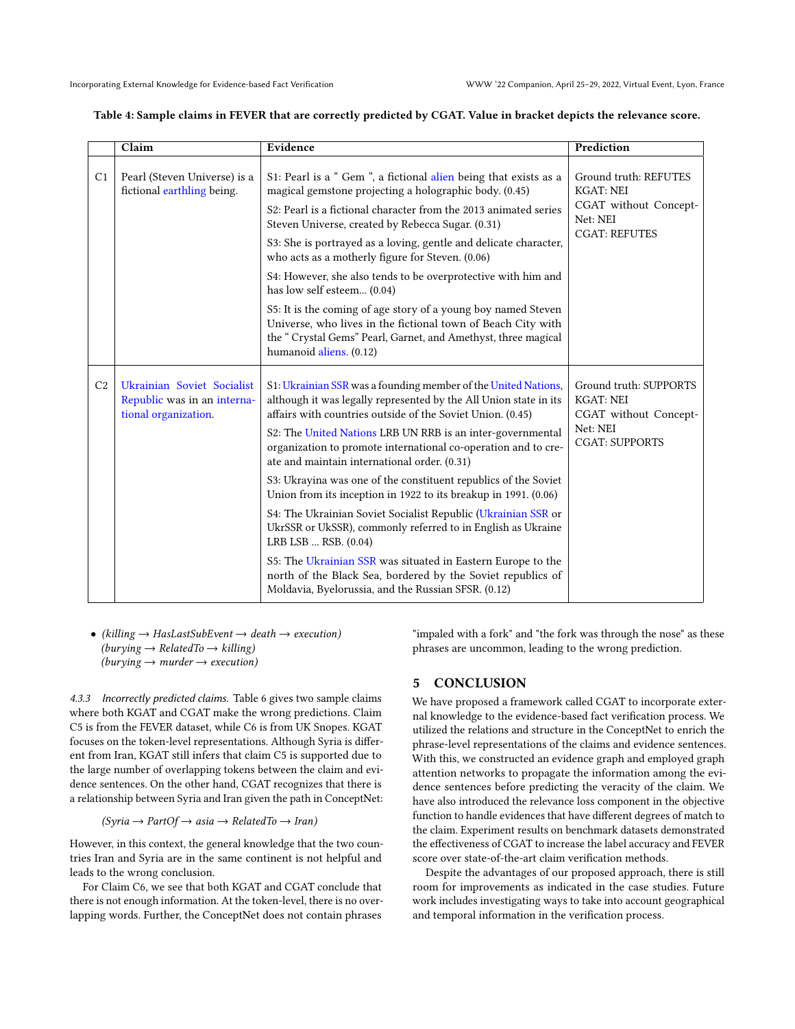**Table 4: Sample claims in FEVER that are correctly predicted by CGAT. Value in bracket depicts the relevance score.**

| | Claim | Evidence | Prediction |
|---|---|---|---|
| C1 | Pearl (Steven Universe) is a fictional earthling being. | S1: Pearl is a " Gem ", a fictional alien being that exists as a magical gemstone projecting a holographic body. (0.45)<br>S2: Pearl is a fictional character from the 2013 animated series Steven Universe, created by Rebecca Sugar. (0.31)<br>S3: She is portrayed as a loving, gentle and delicate character, who acts as a motherly figure for Steven. (0.06)<br>S4: However, she also tends to be overprotective with him and has low self esteem... (0.04)<br>S5: It is the coming of age story of a young boy named Steven Universe, who lives in the fictional town of Beach City with the " Crystal Gems" Pearl, Garnet, and Amethyst, three magical humanoid aliens. (0.12) | Ground truth: REFUTES<br>KGAT: NEI<br>CGAT without ConceptNet: NEI<br>CGAT: REFUTES |
| C2 | Ukrainian Soviet Socialist Republic was in an international organization. | S1: Ukrainian SSR was a founding member of the United Nations, although it was legally represented by the All Union state in its affairs with countries outside of the Soviet Union. (0.45)<br>S2: The United Nations LRB UN RRB is an inter-governmental organization to promote international co-operation and to create and maintain international order. (0.31)<br>S3: Ukrayina was one of the constituent republics of the Soviet Union from its inception in 1922 to its breakup in 1991. (0.06)<br>S4: The Ukrainian Soviet Socialist Republic (Ukrainian SSR or UkrSSR or UkSSR), commonly referred to in English as Ukraine LRB LSB ... RSB. (0.04)<br>S5: The Ukrainian SSR was situated in Eastern Europe to the north of the Black Sea, bordered by the Soviet republics of Moldavia, Byelorussia, and the Russian SFSR. (0.12) | Ground truth: SUPPORTS<br>KGAT: NEI<br>CGAT without ConceptNet: NEI<br>CGAT: SUPPORTS |

- *(killing → HasLastSubEvent → death → execution)*
  *(burying → RelatedTo → killing)*
  *(burying → murder → execution)*

#### 4.3.3 Incorrectly predicted claims.

Table 6 gives two sample claims where both KGAT and CGAT make the wrong predictions. Claim C5 is from the FEVER dataset, while C6 is from UK Snopes. KGAT focuses on the token-level representations. Although Syria is different from Iran, KGAT still infers that claim C5 is supported due to the large number of overlapping tokens between the claim and evidence sentences. On the other hand, CGAT recognizes that there is a relationship between Syria and Iran given the path in ConceptNet:

*(Syria → PartOf → asia → RelatedTo → Iran)*

However, in this context, the general knowledge that the two countries Iran and Syria are in the same continent is not helpful and leads to the wrong conclusion.

For Claim C6, we see that both KGAT and CGAT conclude that there is not enough information. At the token-level, there is no overlapping words. Further, the ConceptNet does not contain phrases "impaled with a fork" and "the fork was through the nose" as these phrases are uncommon, leading to the wrong prediction.

## 5 CONCLUSION

We have proposed a framework called CGAT to incorporate external knowledge to the evidence-based fact verification process. We utilized the relations and structure in the ConceptNet to enrich the phrase-level representations of the claims and evidence sentences. With this, we constructed an evidence graph and employed graph attention networks to propagate the information among the evidence sentences before predicting the veracity of the claim. We have also introduced the relevance loss component in the objective function to handle evidences that have different degrees of match to the claim. Experiment results on benchmark datasets demonstrated the effectiveness of CGAT to increase the label accuracy and FEVER score over state-of-the-art claim verification methods.

Despite the advantages of our proposed approach, there is still room for improvements as indicated in the case studies. Future work includes investigating ways to take into account geographical and temporal information in the verification process.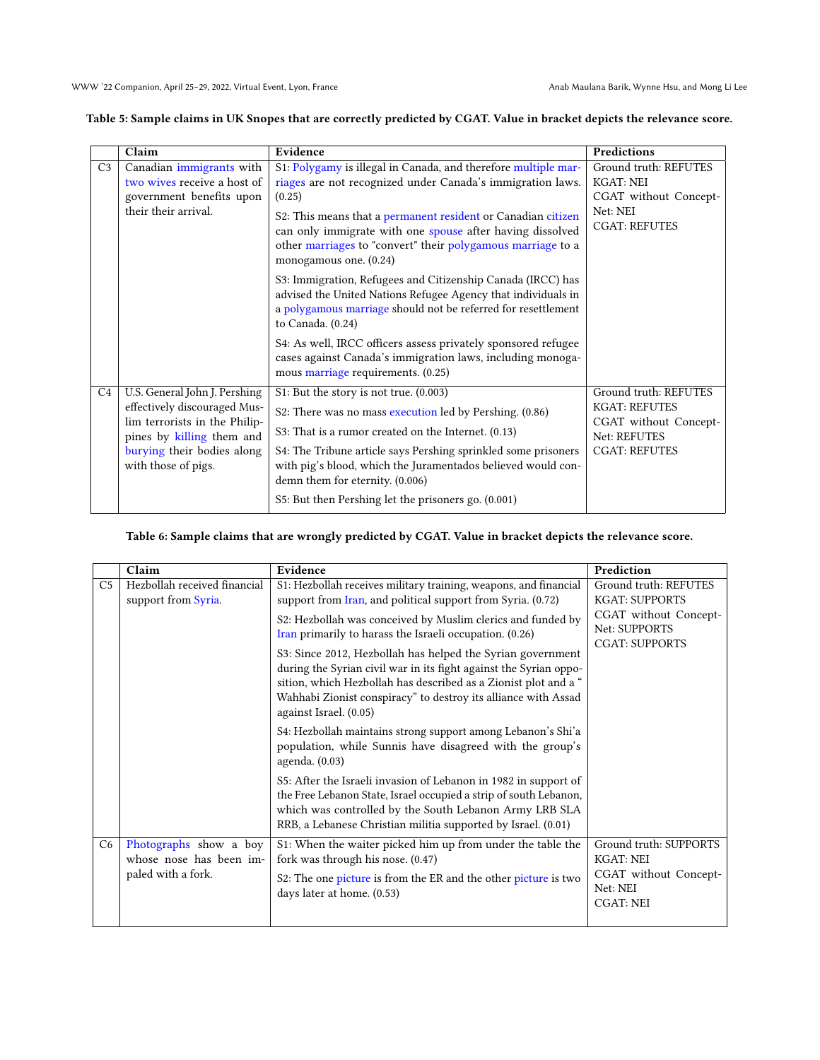**Table 5: Sample claims in UK Snopes that are correctly predicted by CGAT. Value in bracket depicts the relevance score.**

| | Claim | Evidence | Predictions |
|---|---|---|---|
| C3 | Canadian immigrants with two wives receive a host of government benefits upon their their arrival. | S1: Polygamy is illegal in Canada, and therefore multiple marriages are not recognized under Canada's immigration laws. (0.25)<br>S2: This means that a permanent resident or Canadian citizen can only immigrate with one spouse after having dissolved other marriages to "convert" their polygamous marriage to a monogamous one. (0.24)<br>S3: Immigration, Refugees and Citizenship Canada (IRCC) has advised the United Nations Refugee Agency that individuals in a polygamous marriage should not be referred for resettlement to Canada. (0.24)<br>S4: As well, IRCC officers assess privately sponsored refugee cases against Canada's immigration laws, including monogamous marriage requirements. (0.25) | Ground truth: REFUTES<br>KGAT: NEI<br>CGAT without ConceptNet: NEI<br>CGAT: REFUTES |
| C4 | U.S. General John J. Pershing effectively discouraged Muslim terrorists in the Philippines by killing them and burying their bodies along with those of pigs. | S1: But the story is not true. (0.003)<br>S2: There was no mass execution led by Pershing. (0.86)<br>S3: That is a rumor created on the Internet. (0.13)<br>S4: The Tribune article says Pershing sprinkled some prisoners with pig's blood, which the Juramentados believed would condemn them for eternity. (0.006)<br>S5: But then Pershing let the prisoners go. (0.001) | Ground truth: REFUTES<br>KGAT: REFUTES<br>CGAT without ConceptNet: REFUTES<br>CGAT: REFUTES |

**Table 6: Sample claims that are wrongly predicted by CGAT. Value in bracket depicts the relevance score.**

| | Claim | Evidence | Prediction |
|---|---|---|---|
| C5 | Hezbollah received financial support from Syria. | S1: Hezbollah receives military training, weapons, and financial support from Iran, and political support from Syria. (0.72)<br>S2: Hezbollah was conceived by Muslim clerics and funded by Iran primarily to harass the Israeli occupation. (0.26)<br>S3: Since 2012, Hezbollah has helped the Syrian government during the Syrian civil war in its fight against the Syrian opposition, which Hezbollah has described as a Zionist plot and a " Wahhabi Zionist conspiracy" to destroy its alliance with Assad against Israel. (0.05)<br>S4: Hezbollah maintains strong support among Lebanon's Shi'a population, while Sunnis have disagreed with the group's agenda. (0.03)<br>S5: After the Israeli invasion of Lebanon in 1982 in support of the Free Lebanon State, Israel occupied a strip of south Lebanon, which was controlled by the South Lebanon Army LRB SLA RRB, a Lebanese Christian militia supported by Israel. (0.01) | Ground truth: REFUTES<br>KGAT: SUPPORTS<br>CGAT without ConceptNet: SUPPORTS<br>CGAT: SUPPORTS |
| C6 | Photographs show a boy whose nose has been impaled with a fork. | S1: When the waiter picked him up from under the table the fork was through his nose. (0.47)<br>S2: The one picture is from the ER and the other picture is two days later at home. (0.53) | Ground truth: SUPPORTS<br>KGAT: NEI<br>CGAT without ConceptNet: NEI<br>CGAT: NEI |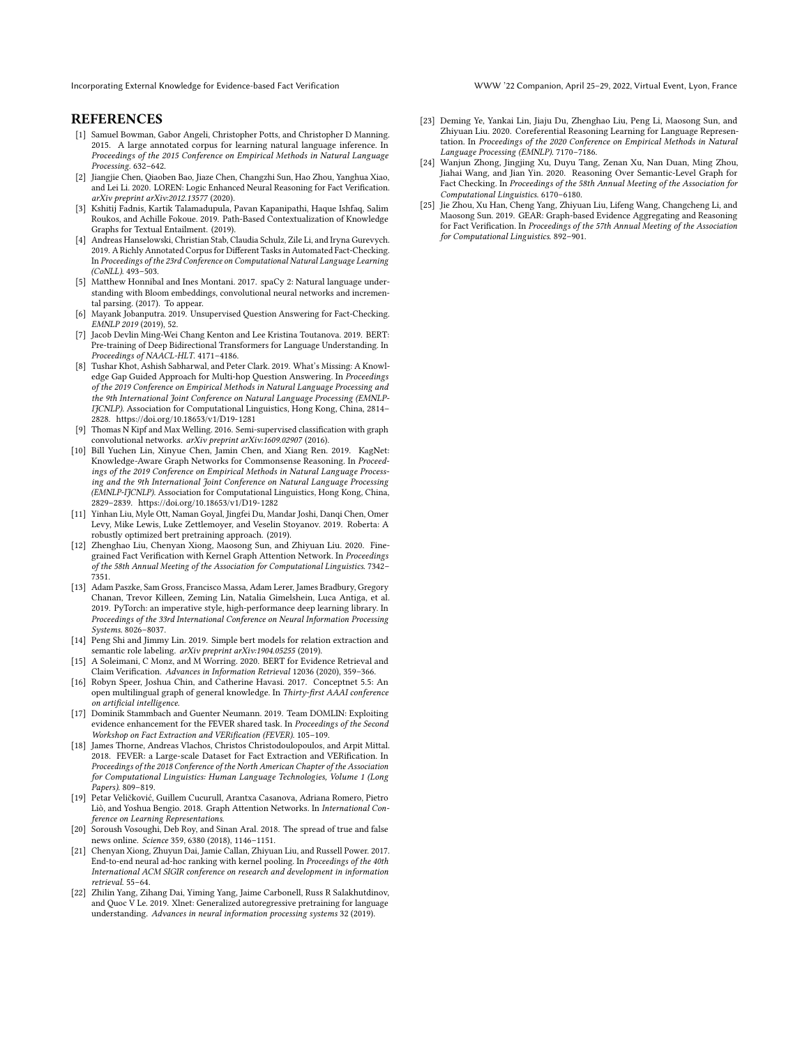# REFERENCES

[1] Samuel Bowman, Gabor Angeli, Christopher Potts, and Christopher D Manning. 2015. A large annotated corpus for learning natural language inference. In *Proceedings of the 2015 Conference on Empirical Methods in Natural Language Processing*. 632–642.

[2] Jiangjie Chen, Qiaoben Bao, Jiaze Chen, Changzhi Sun, Hao Zhou, Yanghua Xiao, and Lei Li. 2020. LOREN: Logic Enhanced Neural Reasoning for Fact Verification. *arXiv preprint arXiv:2012.13577* (2020).

[3] Kshitij Fadnis, Kartik Talamadupula, Pavan Kapanipathi, Haque Ishfaq, Salim Roukos, and Achille Fokoue. 2019. Path-Based Contextualization of Knowledge Graphs for Textual Entailment. (2019).

[4] Andreas Hanselowski, Christian Stab, Claudia Schulz, Zile Li, and Iryna Gurevych. 2019. A Richly Annotated Corpus for Different Tasks in Automated Fact-Checking. In *Proceedings of the 23rd Conference on Computational Natural Language Learning (CoNLL)*. 493–503.

[5] Matthew Honnibal and Ines Montani. 2017. spaCy 2: Natural language understanding with Bloom embeddings, convolutional neural networks and incremental parsing. (2017). To appear.

[6] Mayank Jobanputra. 2019. Unsupervised Question Answering for Fact-Checking. *EMNLP 2019* (2019), 52.

[7] Jacob Devlin Ming-Wei Chang Kenton and Lee Kristina Toutanova. 2019. BERT: Pre-training of Deep Bidirectional Transformers for Language Understanding. In *Proceedings of NAACL-HLT*. 4171–4186.

[8] Tushar Khot, Ashish Sabharwal, and Peter Clark. 2019. What's Missing: A Knowledge Gap Guided Approach for Multi-hop Question Answering. In *Proceedings of the 2019 Conference on Empirical Methods in Natural Language Processing and the 9th International Joint Conference on Natural Language Processing (EMNLP-IJCNLP)*. Association for Computational Linguistics, Hong Kong, China, 2814–2828. https://doi.org/10.18653/v1/D19-1281

[9] Thomas N Kipf and Max Welling. 2016. Semi-supervised classification with graph convolutional networks. *arXiv preprint arXiv:1609.02907* (2016).

[10] Bill Yuchen Lin, Xinyue Chen, Jamin Chen, and Xiang Ren. 2019. KagNet: Knowledge-Aware Graph Networks for Commonsense Reasoning. In *Proceedings of the 2019 Conference on Empirical Methods in Natural Language Processing and the 9th International Joint Conference on Natural Language Processing (EMNLP-IJCNLP)*. Association for Computational Linguistics, Hong Kong, China, 2829–2839. https://doi.org/10.18653/v1/D19-1282

[11] Yinhan Liu, Myle Ott, Naman Goyal, Jingfei Du, Mandar Joshi, Danqi Chen, Omer Levy, Mike Lewis, Luke Zettlemoyer, and Veselin Stoyanov. 2019. Roberta: A robustly optimized bert pretraining approach. (2019).

[12] Zhenghao Liu, Chenyan Xiong, Maosong Sun, and Zhiyuan Liu. 2020. Fine-grained Fact Verification with Kernel Graph Attention Network. In *Proceedings of the 58th Annual Meeting of the Association for Computational Linguistics*. 7342–7351.

[13] Adam Paszke, Sam Gross, Francisco Massa, Adam Lerer, James Bradbury, Gregory Chanan, Trevor Killeen, Zeming Lin, Natalia Gimelshein, Luca Antiga, et al. 2019. PyTorch: an imperative style, high-performance deep learning library. In *Proceedings of the 33rd International Conference on Neural Information Processing Systems*. 8026–8037.

[14] Peng Shi and Jimmy Lin. 2019. Simple bert models for relation extraction and semantic role labeling. *arXiv preprint arXiv:1904.05255* (2019).

[15] A Soleimani, C Monz, and M Worring. 2020. BERT for Evidence Retrieval and Claim Verification. *Advances in Information Retrieval* 12036 (2020), 359–366.

[16] Robyn Speer, Joshua Chin, and Catherine Havasi. 2017. Conceptnet 5.5: An open multilingual graph of general knowledge. In *Thirty-first AAAI conference on artificial intelligence*.

[17] Dominik Stammbach and Guenter Neumann. 2019. Team DOMLIN: Exploiting evidence enhancement for the FEVER shared task. In *Proceedings of the Second Workshop on Fact Extraction and VERification (FEVER)*. 105–109.

[18] James Thorne, Andreas Vlachos, Christos Christodoulopoulos, and Arpit Mittal. 2018. FEVER: a Large-scale Dataset for Fact Extraction and VERification. In *Proceedings of the 2018 Conference of the North American Chapter of the Association for Computational Linguistics: Human Language Technologies, Volume 1 (Long Papers)*. 809–819.

[19] Petar Veličković, Guillem Cucurull, Arantxa Casanova, Adriana Romero, Pietro Liò, and Yoshua Bengio. 2018. Graph Attention Networks. In *International Conference on Learning Representations*.

[20] Soroush Vosoughi, Deb Roy, and Sinan Aral. 2018. The spread of true and false news online. *Science* 359, 6380 (2018), 1146–1151.

[21] Chenyan Xiong, Zhuyun Dai, Jamie Callan, Zhiyuan Liu, and Russell Power. 2017. End-to-end neural ad-hoc ranking with kernel pooling. In *Proceedings of the 40th International ACM SIGIR conference on research and development in information retrieval*. 55–64.

[22] Zhilin Yang, Zihang Dai, Yiming Yang, Jaime Carbonell, Russ R Salakhutdinov, and Quoc V Le. 2019. Xlnet: Generalized autoregressive pretraining for language understanding. *Advances in neural information processing systems* 32 (2019).

[23] Deming Ye, Yankai Lin, Jiaju Du, Zhenghao Liu, Peng Li, Maosong Sun, and Zhiyuan Liu. 2020. Coreferential Reasoning Learning for Language Representation. In *Proceedings of the 2020 Conference on Empirical Methods in Natural Language Processing (EMNLP)*. 7170–7186.

[24] Wanjun Zhong, Jingjing Xu, Duyu Tang, Zenan Xu, Nan Duan, Ming Zhou, Jiahai Wang, and Jian Yin. 2020. Reasoning Over Semantic-Level Graph for Fact Checking. In *Proceedings of the 58th Annual Meeting of the Association for Computational Linguistics*. 6170–6180.

[25] Jie Zhou, Xu Han, Cheng Yang, Zhiyuan Liu, Lifeng Wang, Changcheng Li, and Maosong Sun. 2019. GEAR: Graph-based Evidence Aggregating and Reasoning for Fact Verification. In *Proceedings of the 57th Annual Meeting of the Association for Computational Linguistics*. 892–901.